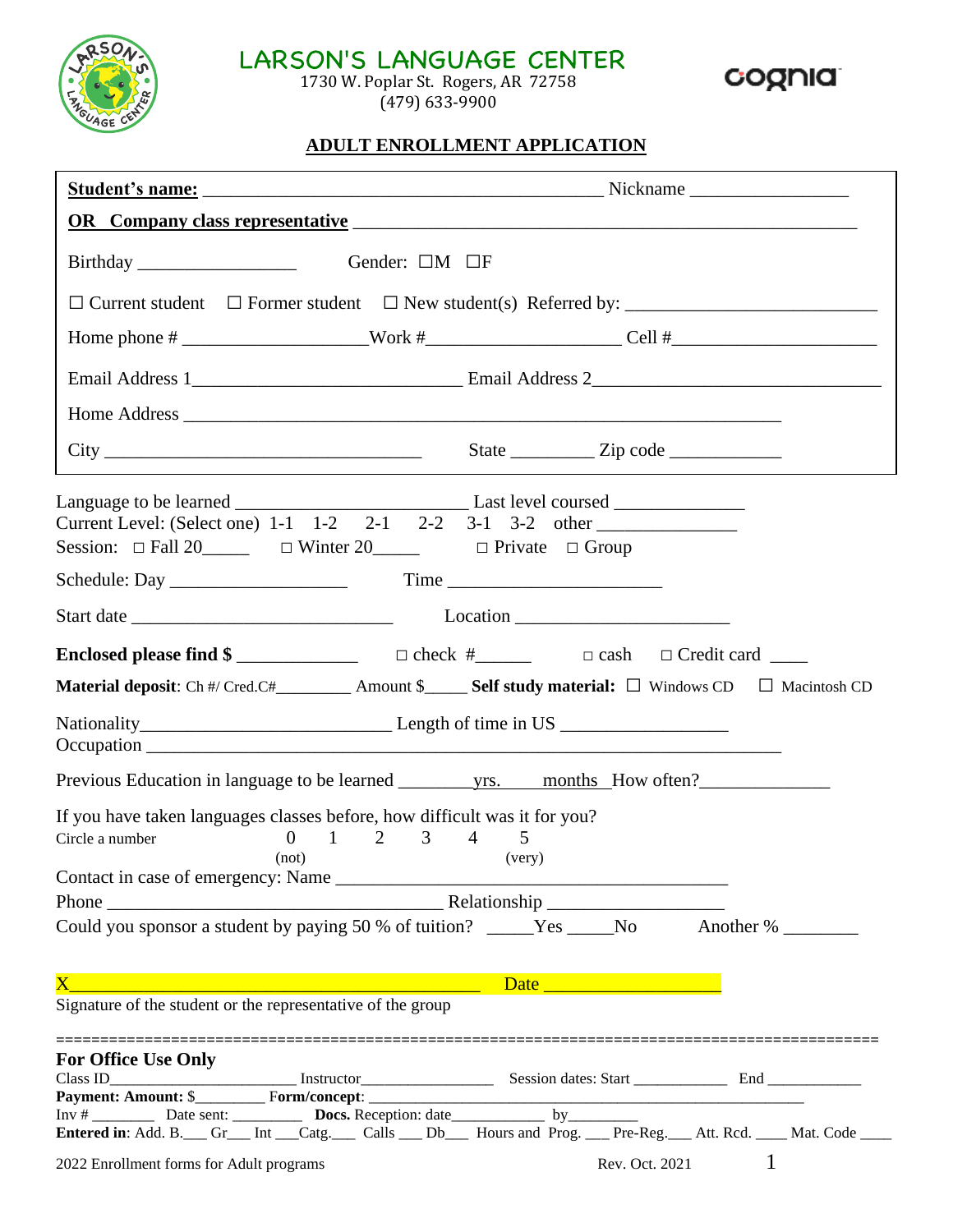# LARSON'S LANGUAGE CENTER

1730 W. Poplar St. Rogers, AR 72758
(479) 633-9900

cognia

## ADULT ENROLLMENT APPLICATION

**Student's name:** ______________________________________________ Nickname _________________

**OR Company class representative** _________________________________________________________

Birthday __________________ Gender: ☐M ☐F

☐ Current student ☐ Former student ☐ New student(s) Referred by: ____________________________

Home phone # ___________________Work #____________________ Cell #_____________________

Email Address 1____________________________ Email Address 2_____________________________

Home Address ______________________________________________________________

City ________________________________ State _________ Zip code ____________

Language to be learned ________________________ Last level coursed ______________
Current Level: (Select one) 1-1 1-2 2-1 2-2 3-1 3-2 other ______________
Session: ☐ Fall 20_____ ☐ Winter 20_____ ☐ Private ☐ Group

Schedule: Day ___________________ Time _______________________

Start date ____________________________ Location ______________________

**Enclosed please find $** _____________ ☐ check #______ ☐ cash ☐ Credit card ____

**Material deposit**: Ch #/ Cred.C#_________ Amount $_____ **Self study material:** ☐ Windows CD ☐ Macintosh CD

Nationality__________________________ Length of time in US _________________
Occupation _________________________________________________________________

Previous Education in language to be learned ________yrs. ____months How often?______________

If you have taken languages classes before, how difficult was it for you?
Circle a number 0 1 2 3 4 5
(not) (very)

Contact in case of emergency: Name ________________________________________
Phone ____________________________________ Relationship __________________
Could you sponsor a student by paying 50 % of tuition? _____Yes _____No Another % ________

X____________________________________________ Date ___________________
Signature of the student or the representative of the group

==========================================================================================

**For Office Use Only**
Class ID________________________ Instructor________________ Session dates: Start ____________ End ___________
**Payment: Amount:** $_________ **Form/concept**: ________________________________________________________
Inv # ________ Date sent: _________ **Docs.** Reception: date____________ by_________
**Entered in**: Add. B.___ Gr___ Int ___Catg.___ Calls ___ Db___ Hours and Prog. ___ Pre-Reg.___ Att. Rcd. ____ Mat. Code ____

2022 Enrollment forms for Adult programs Rev. Oct. 2021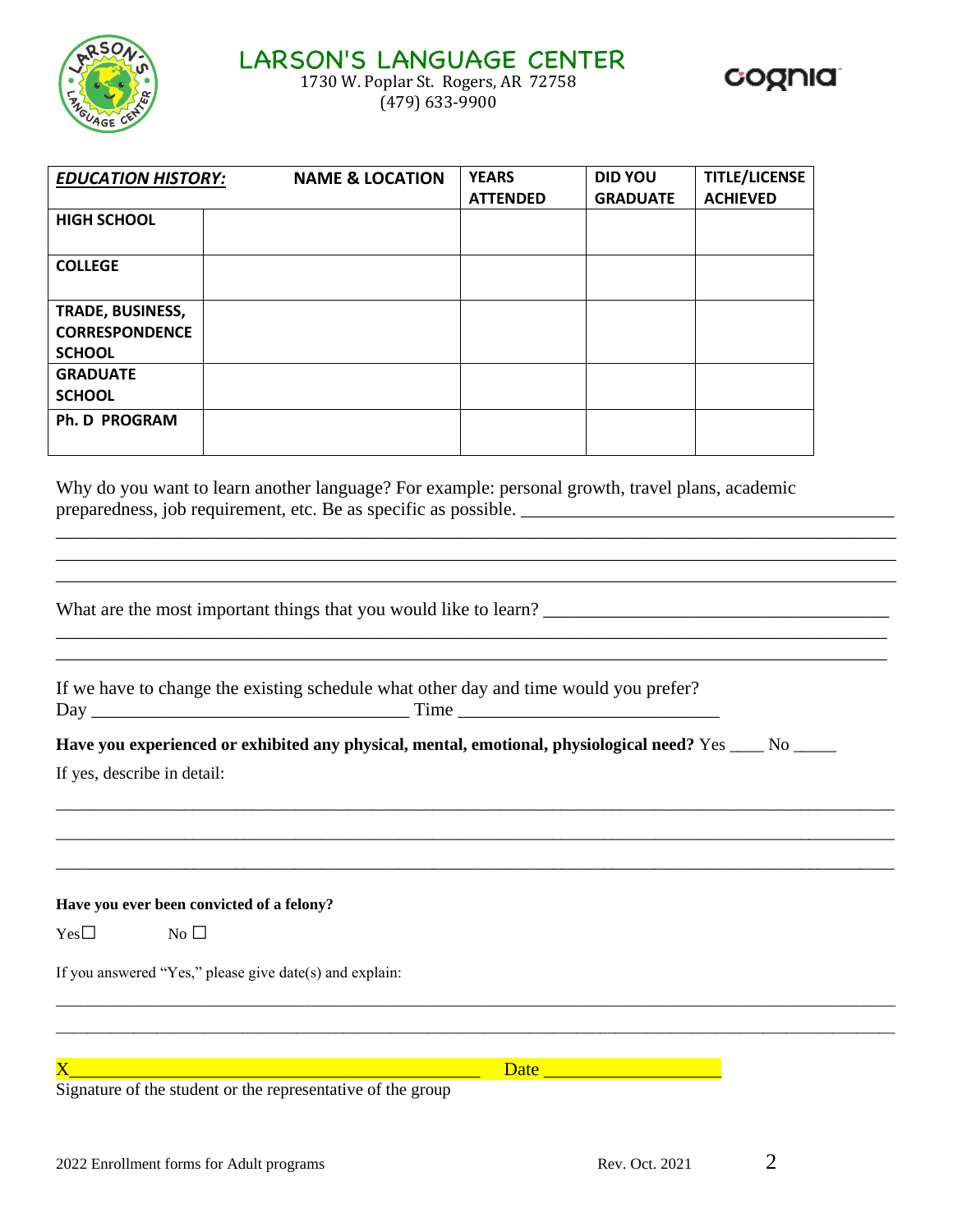# LARSON'S LANGUAGE CENTER

1730 W. Poplar St. Rogers, AR 72758
(479) 633-9900

| ***EDUCATION HISTORY:*** | **NAME & LOCATION** | **YEARS ATTENDED** | **DID YOU GRADUATE** | **TITLE/LICENSE ACHIEVED** |
|---|---|---|---|---|
| **HIGH SCHOOL** | | | | |
| **COLLEGE** | | | | |
| **TRADE, BUSINESS, CORRESPONDENCE SCHOOL** | | | | |
| **GRADUATE SCHOOL** | | | | |
| **Ph. D PROGRAM** | | | | |

Why do you want to learn another language? For example: personal growth, travel plans, academic preparedness, job requirement, etc. Be as specific as possible. ________________________________________
_____________________________________________________________________________________
_____________________________________________________________________________________
_____________________________________________________________________________________

What are the most important things that you would like to learn? _____________________________________
_____________________________________________________________________________________
_____________________________________________________________________________________

If we have to change the existing schedule what other day and time would you prefer?
Day ___________________________________ Time ____________________________

**Have you experienced or exhibited any physical, mental, emotional, physiological need?** Yes ____ No _____

If yes, describe in detail:

_____________________________________________________________________________________
_____________________________________________________________________________________
_____________________________________________________________________________________

**Have you ever been convicted of a felony?**

Yes☐ No ☐

If you answered "Yes," please give date(s) and explain:

_____________________________________________________________________________________
_____________________________________________________________________________________

X_______________________________________________ Date ___________________
Signature of the student or the representative of the group

2022 Enrollment forms for Adult programs Rev. Oct. 2021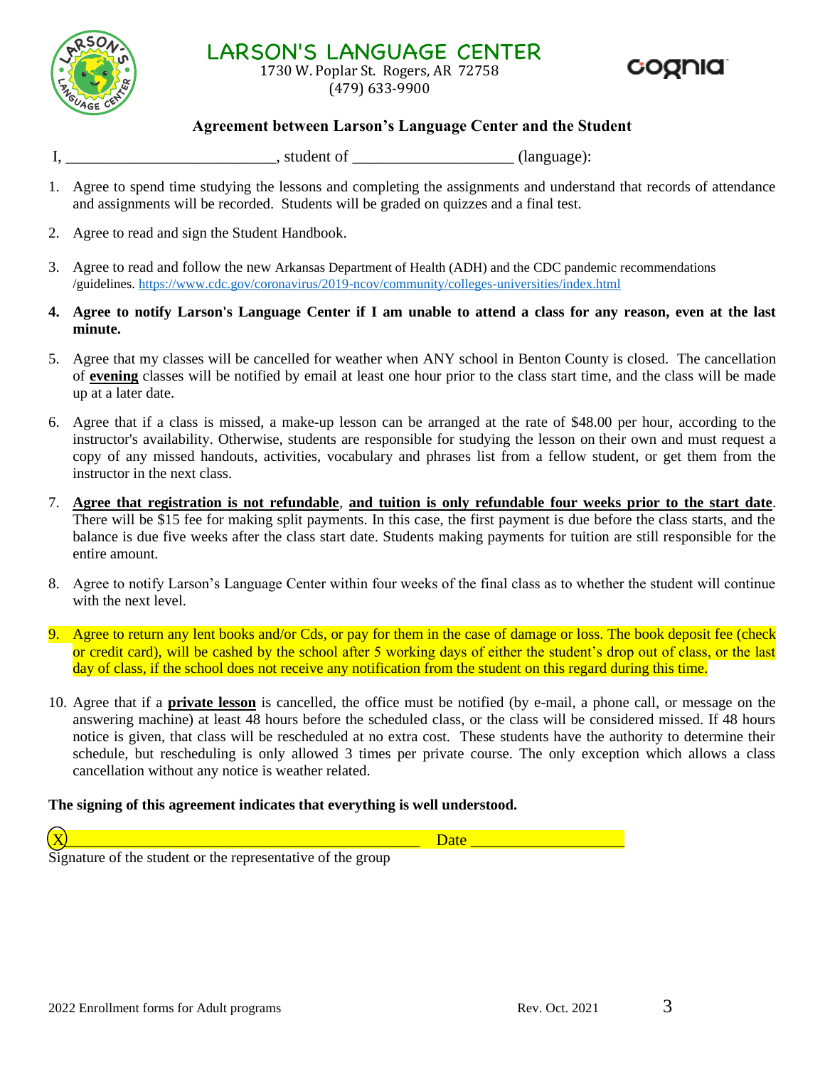# LARSON'S LANGUAGE CENTER

1730 W. Poplar St. Rogers, AR 72758
(479) 633-9900

## Agreement between Larson's Language Center and the Student

I, ___________________________, student of _____________________ (language):

1. Agree to spend time studying the lessons and completing the assignments and understand that records of attendance and assignments will be recorded. Students will be graded on quizzes and a final test.

2. Agree to read and sign the Student Handbook.

3. Agree to read and follow the new Arkansas Department of Health (ADH) and the CDC pandemic recommendations /guidelines. https://www.cdc.gov/coronavirus/2019-ncov/community/colleges-universities/index.html

4. **Agree to notify Larson's Language Center if I am unable to attend a class for any reason, even at the last minute.**

5. Agree that my classes will be cancelled for weather when ANY school in Benton County is closed. The cancellation of **evening** classes will be notified by email at least one hour prior to the class start time, and the class will be made up at a later date.

6. Agree that if a class is missed, a make-up lesson can be arranged at the rate of $48.00 per hour, according to the instructor's availability. Otherwise, students are responsible for studying the lesson on their own and must request a copy of any missed handouts, activities, vocabulary and phrases list from a fellow student, or get them from the instructor in the next class.

7. **Agree that registration is not refundable**, **and tuition is only refundable four weeks prior to the start date**. There will be $15 fee for making split payments. In this case, the first payment is due before the class starts, and the balance is due five weeks after the class start date. Students making payments for tuition are still responsible for the entire amount.

8. Agree to notify Larson's Language Center within four weeks of the final class as to whether the student will continue with the next level.

9. Agree to return any lent books and/or Cds, or pay for them in the case of damage or loss. The book deposit fee (check or credit card), will be cashed by the school after 5 working days of either the student's drop out of class, or the last day of class, if the school does not receive any notification from the student on this regard during this time.

10. Agree that if a **private lesson** is cancelled, the office must be notified (by e-mail, a phone call, or message on the answering machine) at least 48 hours before the scheduled class, or the class will be considered missed. If 48 hours notice is given, that class will be rescheduled at no extra cost. These students have the authority to determine their schedule, but rescheduling is only allowed 3 times per private course. The only exception which allows a class cancellation without any notice is weather related.

**The signing of this agreement indicates that everything is well understood.**

X_____________________________________________ Date ____________________

Signature of the student or the representative of the group

2022 Enrollment forms for Adult programs Rev. Oct. 2021